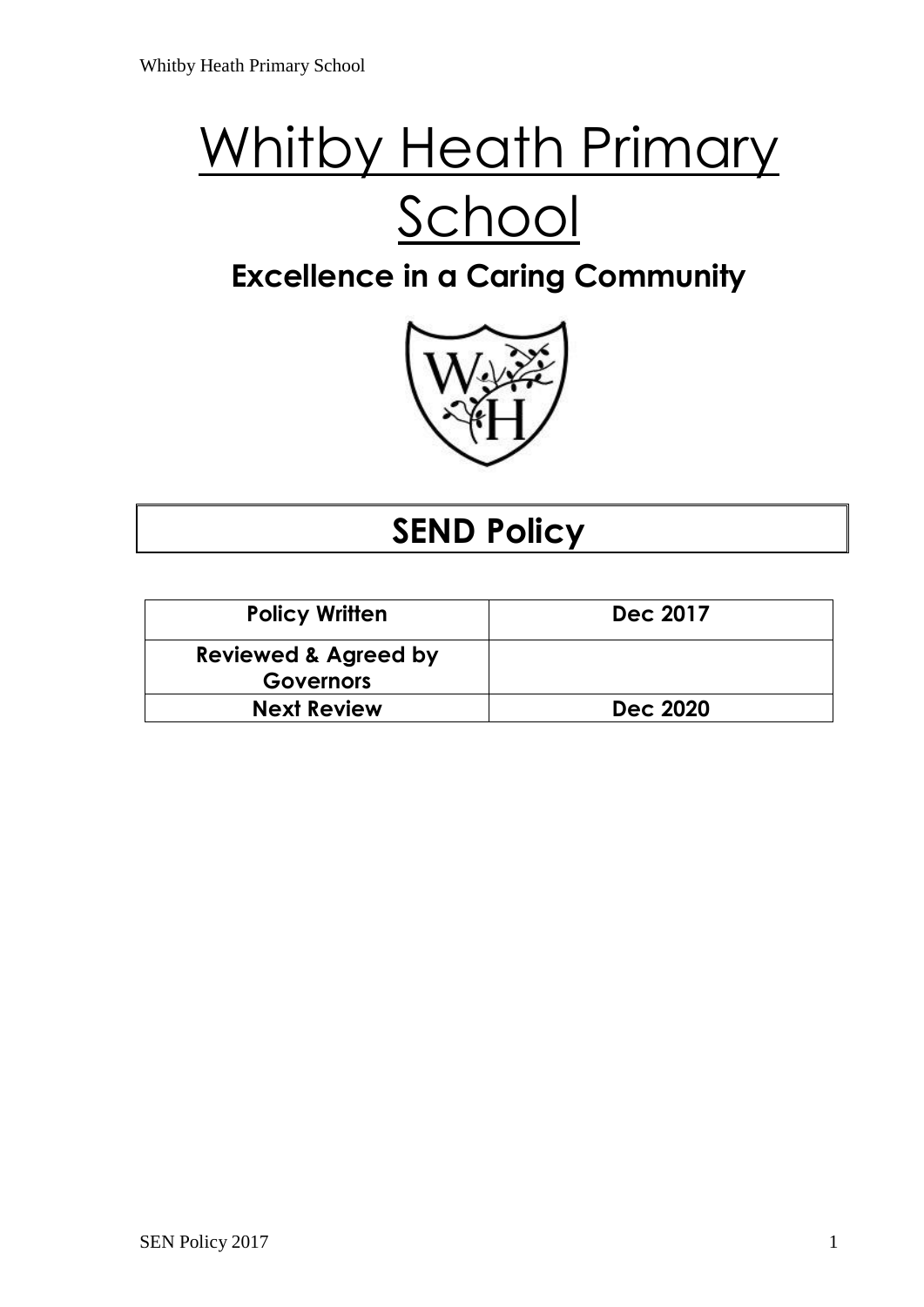# Whitby Heath Primary School

## Excellence in a Caring Community

## SEND Policy

| Policy Written | Dec 2017 |
|---|---|
| Reviewed & Agreed by Governors | |
| Next Review | Dec 2020 |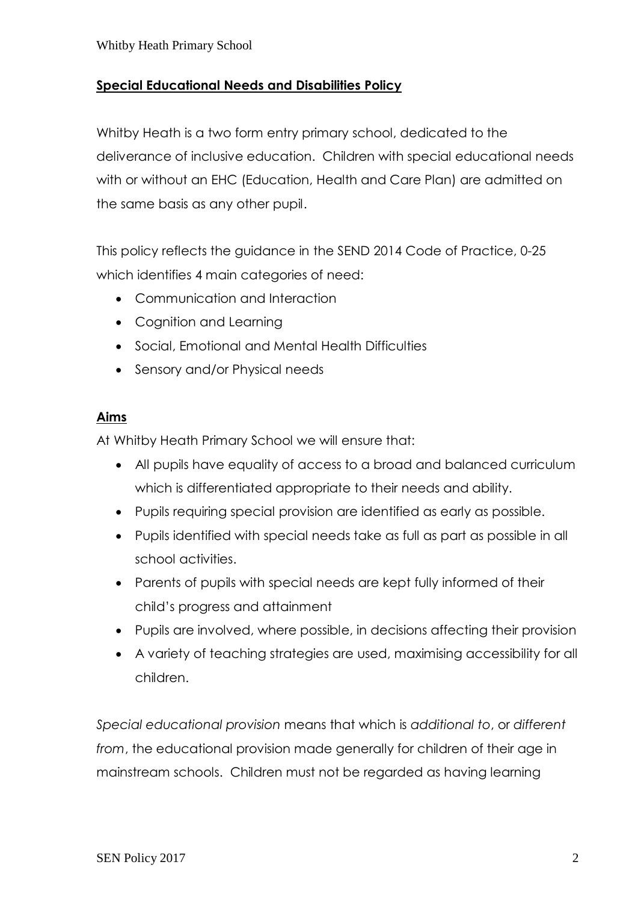## **Special Educational Needs and Disabilities Policy**

Whitby Heath is a two form entry primary school, dedicated to the deliverance of inclusive education. Children with special educational needs with or without an EHC (Education, Health and Care Plan) are admitted on the same basis as any other pupil.

This policy reflects the guidance in the SEND 2014 Code of Practice, 0-25 which identifies 4 main categories of need:

- Communication and Interaction
- Cognition and Learning
- Social, Emotional and Mental Health Difficulties
- Sensory and/or Physical needs

### **Aims**

At Whitby Heath Primary School we will ensure that:

- All pupils have equality of access to a broad and balanced curriculum which is differentiated appropriate to their needs and ability.
- Pupils requiring special provision are identified as early as possible.
- Pupils identified with special needs take as full as part as possible in all school activities.
- Parents of pupils with special needs are kept fully informed of their child's progress and attainment
- Pupils are involved, where possible, in decisions affecting their provision
- A variety of teaching strategies are used, maximising accessibility for all children.

*Special educational provision* means that which is *additional to*, or *different from*, the educational provision made generally for children of their age in mainstream schools. Children must not be regarded as having learning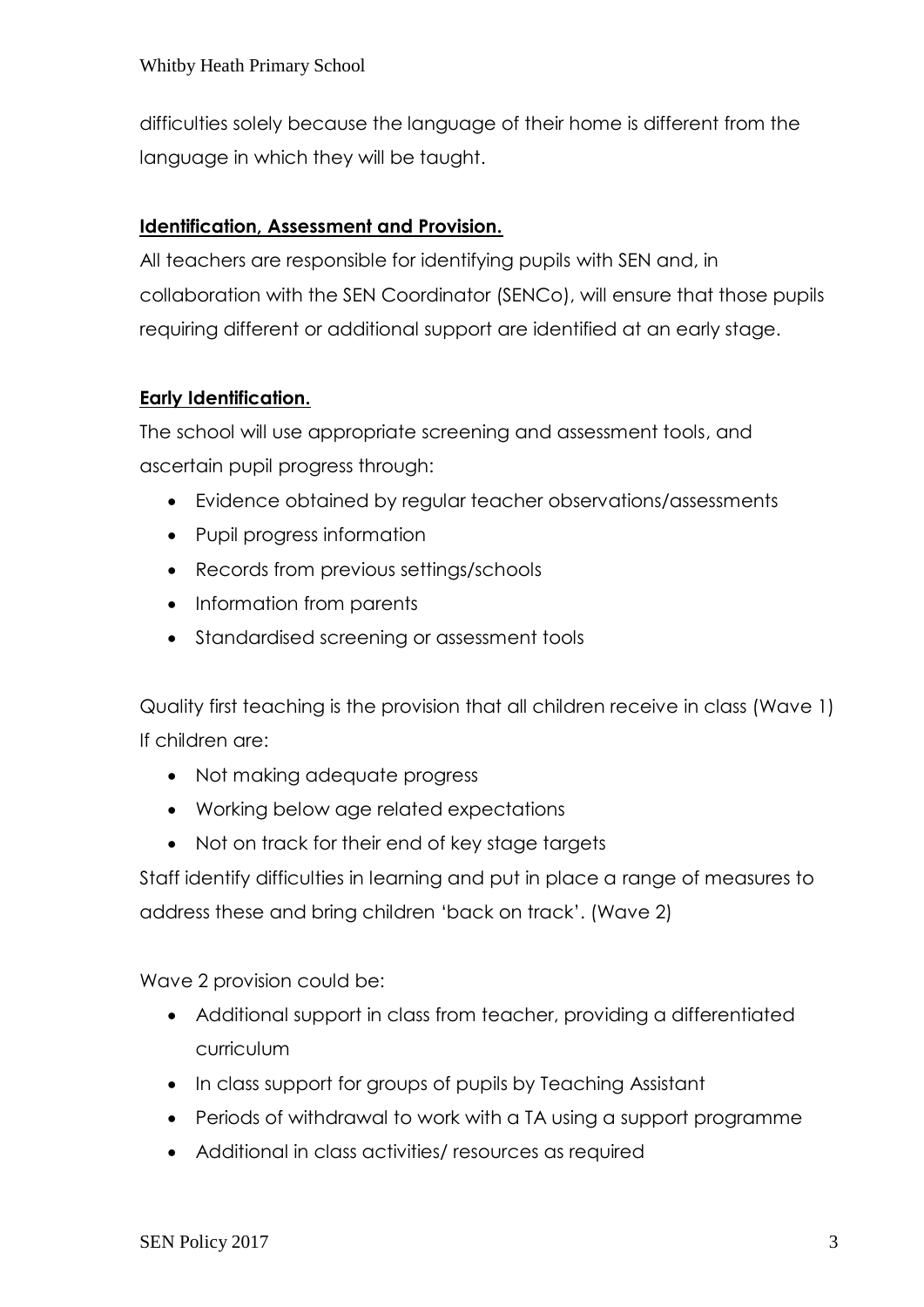difficulties solely because the language of their home is different from the language in which they will be taught.

## **Identification, Assessment and Provision.**

All teachers are responsible for identifying pupils with SEN and, in collaboration with the SEN Coordinator (SENCo), will ensure that those pupils requiring different or additional support are identified at an early stage.

## **Early Identification.**

The school will use appropriate screening and assessment tools, and ascertain pupil progress through:

- Evidence obtained by regular teacher observations/assessments
- Pupil progress information
- Records from previous settings/schools
- Information from parents
- Standardised screening or assessment tools

Quality first teaching is the provision that all children receive in class (Wave 1) If children are:

- Not making adequate progress
- Working below age related expectations
- Not on track for their end of key stage targets

Staff identify difficulties in learning and put in place a range of measures to address these and bring children 'back on track'. (Wave 2)

Wave 2 provision could be:

- Additional support in class from teacher, providing a differentiated curriculum
- In class support for groups of pupils by Teaching Assistant
- Periods of withdrawal to work with a TA using a support programme
- Additional in class activities/ resources as required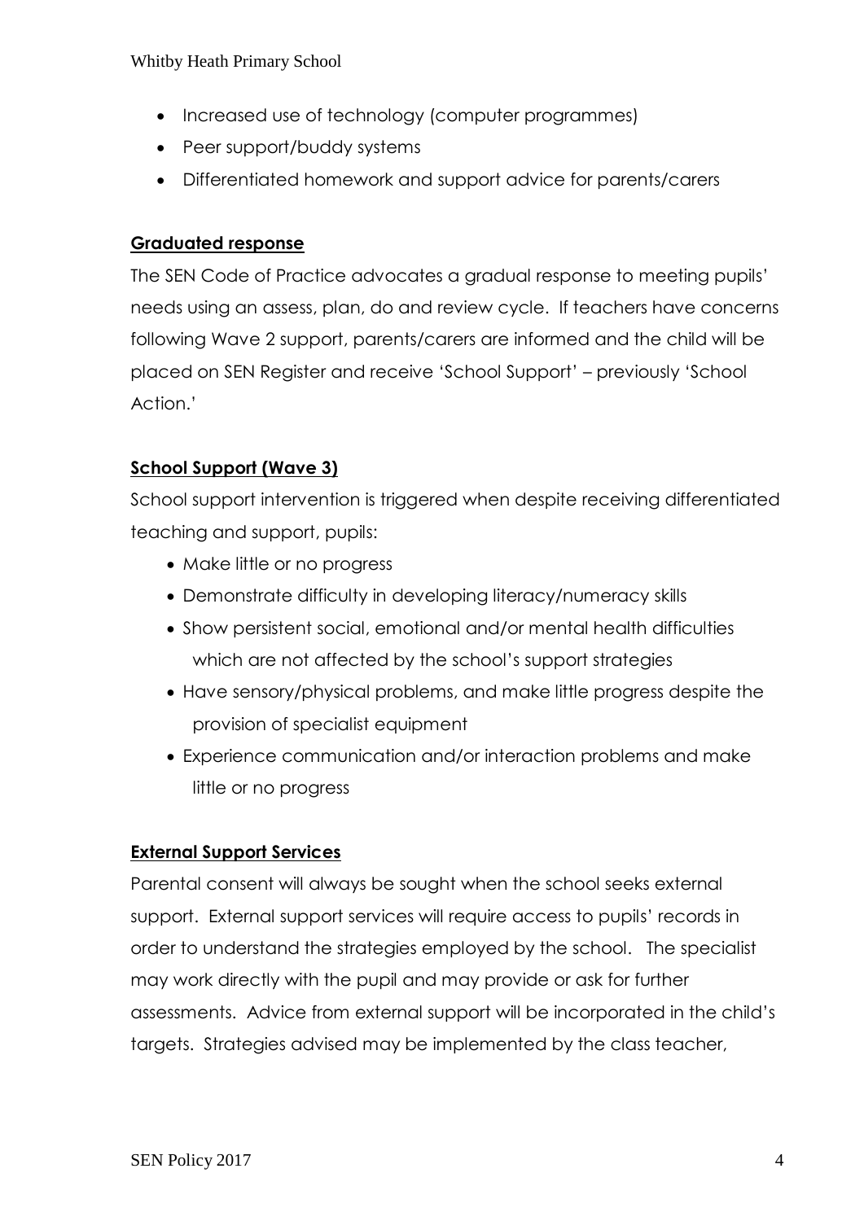- Increased use of technology (computer programmes)
- Peer support/buddy systems
- Differentiated homework and support advice for parents/carers

**Graduated response**

The SEN Code of Practice advocates a gradual response to meeting pupils' needs using an assess, plan, do and review cycle. If teachers have concerns following Wave 2 support, parents/carers are informed and the child will be placed on SEN Register and receive 'School Support' – previously 'School Action.'

**School Support (Wave 3)**

School support intervention is triggered when despite receiving differentiated teaching and support, pupils:

- Make little or no progress
- Demonstrate difficulty in developing literacy/numeracy skills
- Show persistent social, emotional and/or mental health difficulties which are not affected by the school's support strategies
- Have sensory/physical problems, and make little progress despite the provision of specialist equipment
- Experience communication and/or interaction problems and make little or no progress

**External Support Services**

Parental consent will always be sought when the school seeks external support. External support services will require access to pupils' records in order to understand the strategies employed by the school. The specialist may work directly with the pupil and may provide or ask for further assessments. Advice from external support will be incorporated in the child's targets. Strategies advised may be implemented by the class teacher,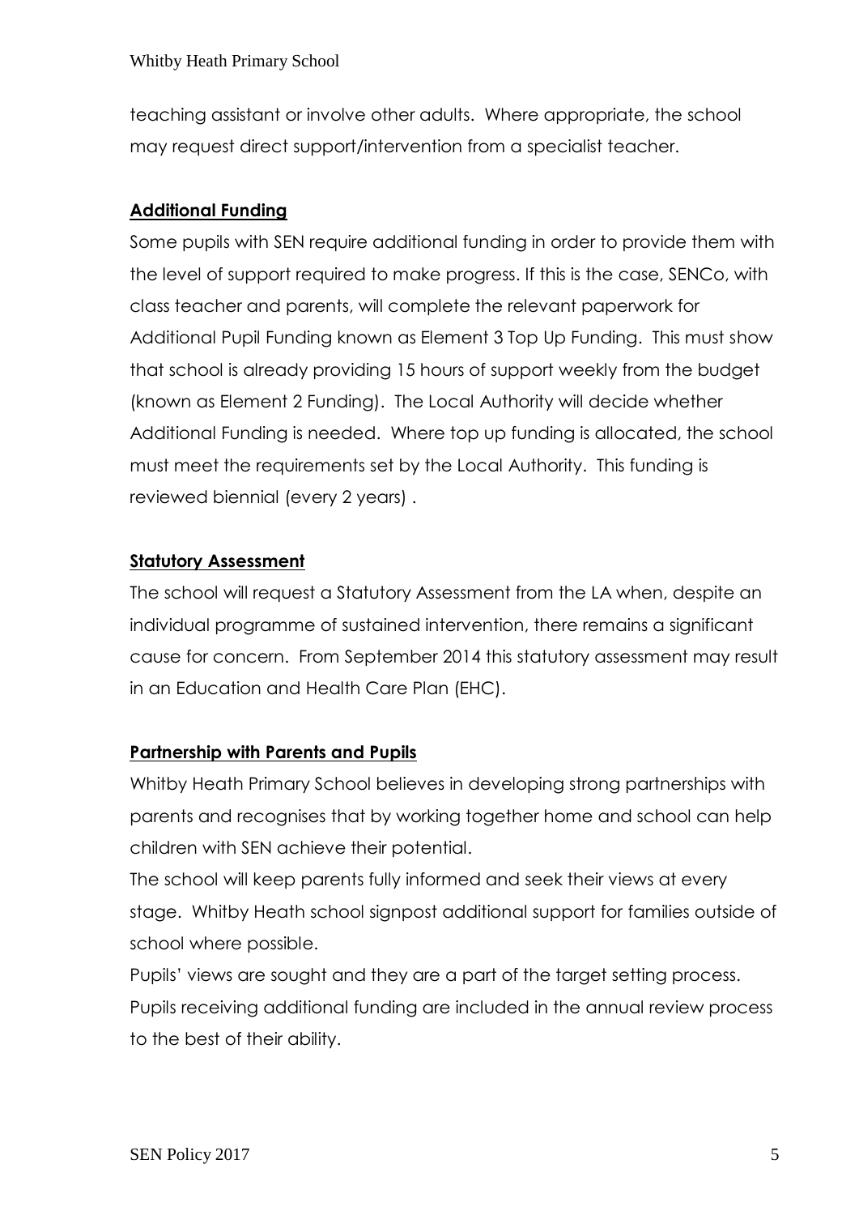teaching assistant or involve other adults. Where appropriate, the school may request direct support/intervention from a specialist teacher.

## Additional Funding

Some pupils with SEN require additional funding in order to provide them with the level of support required to make progress. If this is the case, SENCo, with class teacher and parents, will complete the relevant paperwork for Additional Pupil Funding known as Element 3 Top Up Funding. This must show that school is already providing 15 hours of support weekly from the budget (known as Element 2 Funding). The Local Authority will decide whether Additional Funding is needed. Where top up funding is allocated, the school must meet the requirements set by the Local Authority. This funding is reviewed biennial (every 2 years) .

## Statutory Assessment

The school will request a Statutory Assessment from the LA when, despite an individual programme of sustained intervention, there remains a significant cause for concern. From September 2014 this statutory assessment may result in an Education and Health Care Plan (EHC).

## Partnership with Parents and Pupils

Whitby Heath Primary School believes in developing strong partnerships with parents and recognises that by working together home and school can help children with SEN achieve their potential.

The school will keep parents fully informed and seek their views at every stage. Whitby Heath school signpost additional support for families outside of school where possible.

Pupils' views are sought and they are a part of the target setting process. Pupils receiving additional funding are included in the annual review process to the best of their ability.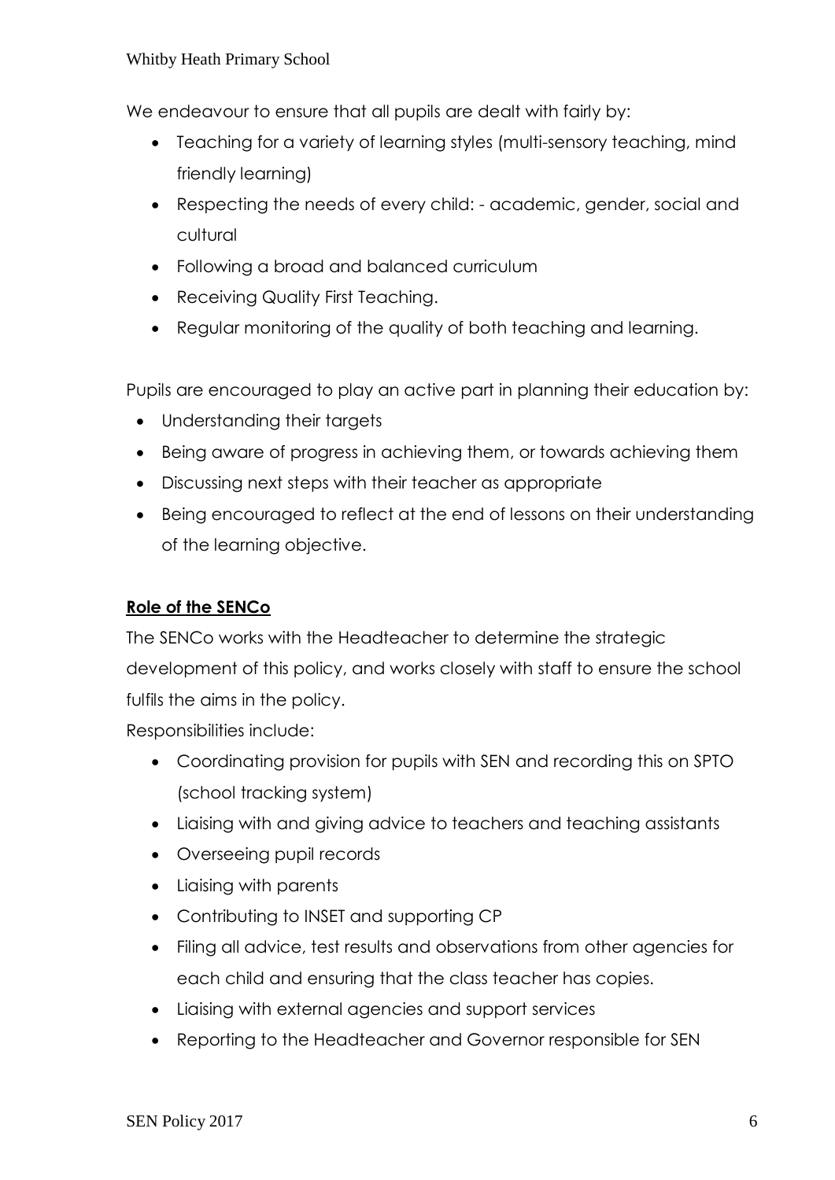We endeavour to ensure that all pupils are dealt with fairly by:

- Teaching for a variety of learning styles (multi-sensory teaching, mind friendly learning)
- Respecting the needs of every child: - academic, gender, social and cultural
- Following a broad and balanced curriculum
- Receiving Quality First Teaching.
- Regular monitoring of the quality of both teaching and learning.

Pupils are encouraged to play an active part in planning their education by:

- Understanding their targets
- Being aware of progress in achieving them, or towards achieving them
- Discussing next steps with their teacher as appropriate
- Being encouraged to reflect at the end of lessons on their understanding of the learning objective.

**Role of the SENCo**

The SENCo works with the Headteacher to determine the strategic development of this policy, and works closely with staff to ensure the school fulfils the aims in the policy.

Responsibilities include:

- Coordinating provision for pupils with SEN and recording this on SPTO (school tracking system)
- Liaising with and giving advice to teachers and teaching assistants
- Overseeing pupil records
- Liaising with parents
- Contributing to INSET and supporting CP
- Filing all advice, test results and observations from other agencies for each child and ensuring that the class teacher has copies.
- Liaising with external agencies and support services
- Reporting to the Headteacher and Governor responsible for SEN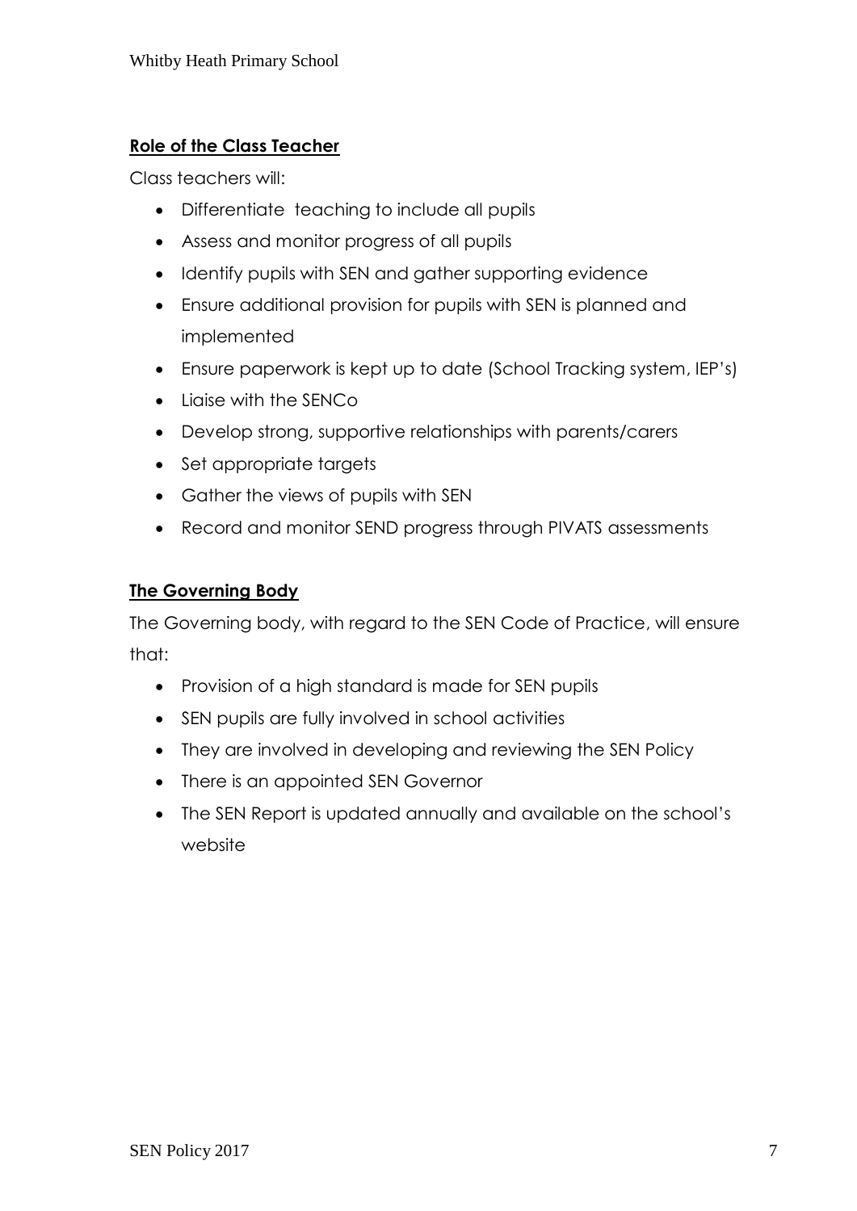**Role of the Class Teacher**

Class teachers will:

- Differentiate teaching to include all pupils
- Assess and monitor progress of all pupils
- Identify pupils with SEN and gather supporting evidence
- Ensure additional provision for pupils with SEN is planned and implemented
- Ensure paperwork is kept up to date (School Tracking system, IEP's)
- Liaise with the SENCo
- Develop strong, supportive relationships with parents/carers
- Set appropriate targets
- Gather the views of pupils with SEN
- Record and monitor SEND progress through PIVATS assessments

**The Governing Body**

The Governing body, with regard to the SEN Code of Practice, will ensure that:

- Provision of a high standard is made for SEN pupils
- SEN pupils are fully involved in school activities
- They are involved in developing and reviewing the SEN Policy
- There is an appointed SEN Governor
- The SEN Report is updated annually and available on the school's website